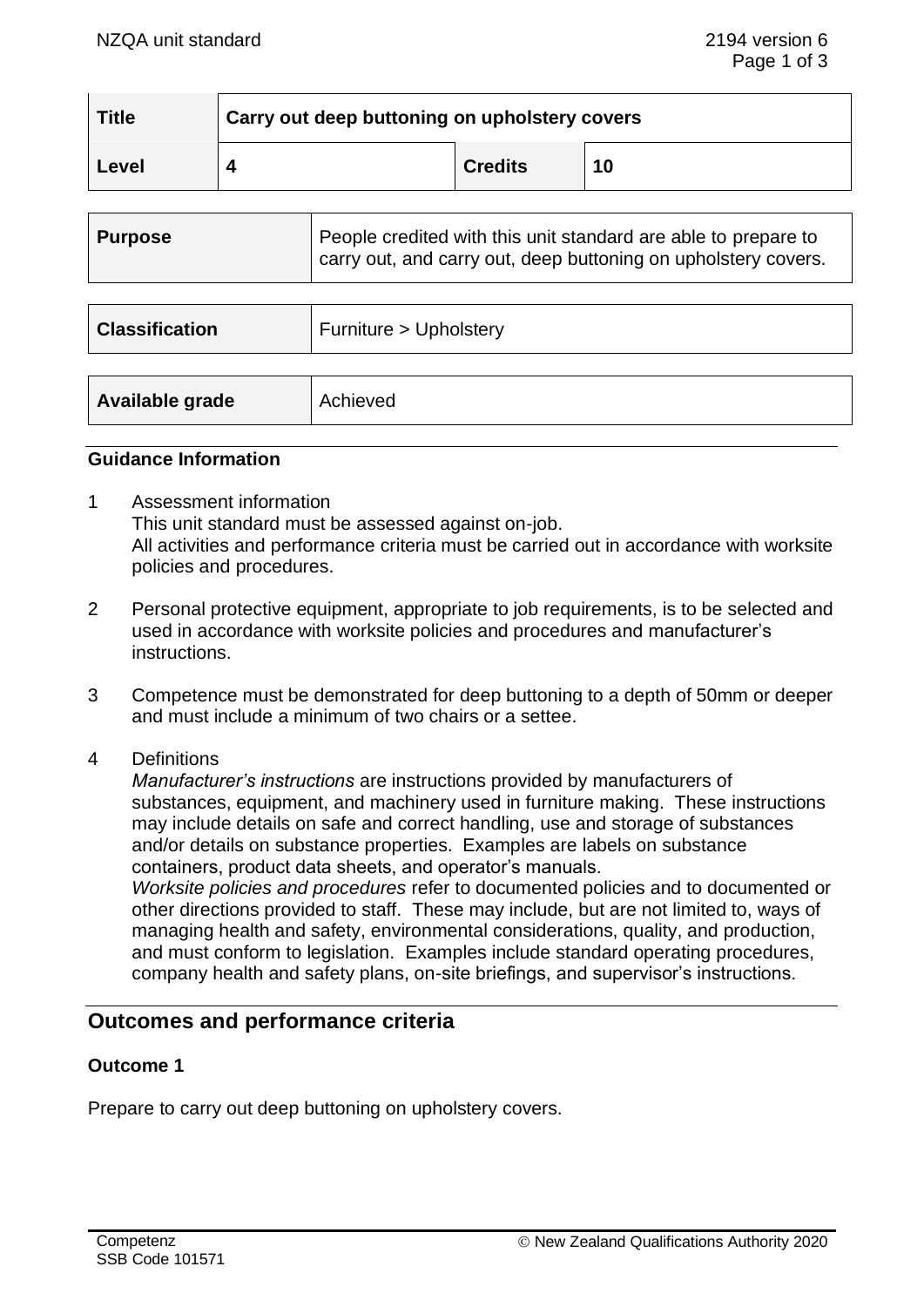| Title | Carry out deep buttoning on upholstery covers | | |
|---|---|---|---|
| Level | 4 | Credits | 10 |

| Purpose | People credited with this unit standard are able to prepare to carry out, and carry out, deep buttoning on upholstery covers. |
|---|---|

| Classification | Furniture > Upholstery |
|---|---|

| Available grade | Achieved |
|---|---|

### Guidance Information

1 Assessment information
This unit standard must be assessed against on-job.
All activities and performance criteria must be carried out in accordance with worksite policies and procedures.

2 Personal protective equipment, appropriate to job requirements, is to be selected and used in accordance with worksite policies and procedures and manufacturer's instructions.

3 Competence must be demonstrated for deep buttoning to a depth of 50mm or deeper and must include a minimum of two chairs or a settee.

4 Definitions
*Manufacturer's instructions* are instructions provided by manufacturers of substances, equipment, and machinery used in furniture making. These instructions may include details on safe and correct handling, use and storage of substances and/or details on substance properties. Examples are labels on substance containers, product data sheets, and operator's manuals.
*Worksite policies and procedures* refer to documented policies and to documented or other directions provided to staff. These may include, but are not limited to, ways of managing health and safety, environmental considerations, quality, and production, and must conform to legislation. Examples include standard operating procedures, company health and safety plans, on-site briefings, and supervisor's instructions.

## Outcomes and performance criteria

### Outcome 1

Prepare to carry out deep buttoning on upholstery covers.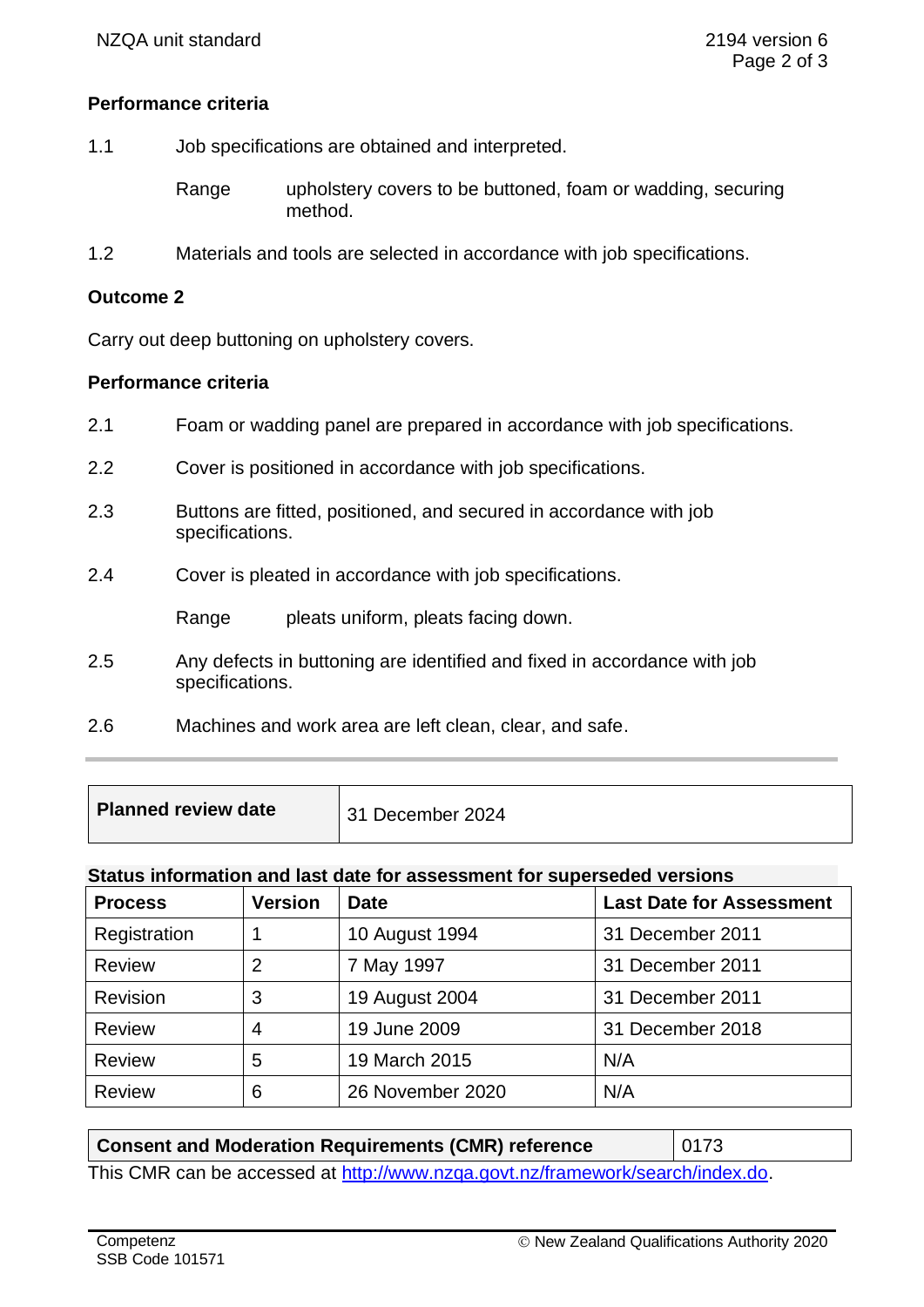**Performance criteria**

1.1 Job specifications are obtained and interpreted.

Range upholstery covers to be buttoned, foam or wadding, securing method.

1.2 Materials and tools are selected in accordance with job specifications.

**Outcome 2**

Carry out deep buttoning on upholstery covers.

**Performance criteria**

2.1 Foam or wadding panel are prepared in accordance with job specifications.

2.2 Cover is positioned in accordance with job specifications.

2.3 Buttons are fitted, positioned, and secured in accordance with job specifications.

2.4 Cover is pleated in accordance with job specifications.

Range pleats uniform, pleats facing down.

2.5 Any defects in buttoning are identified and fixed in accordance with job specifications.

2.6 Machines and work area are left clean, clear, and safe.

| **Planned review date** | 31 December 2024 |
|---|---|

**Status information and last date for assessment for superseded versions**

| Process | Version | Date | Last Date for Assessment |
|---|---|---|---|
| Registration | 1 | 10 August 1994 | 31 December 2011 |
| Review | 2 | 7 May 1997 | 31 December 2011 |
| Revision | 3 | 19 August 2004 | 31 December 2011 |
| Review | 4 | 19 June 2009 | 31 December 2018 |
| Review | 5 | 19 March 2015 | N/A |
| Review | 6 | 26 November 2020 | N/A |

| **Consent and Moderation Requirements (CMR) reference** | 0173 |
|---|---|

This CMR can be accessed at http://www.nzqa.govt.nz/framework/search/index.do.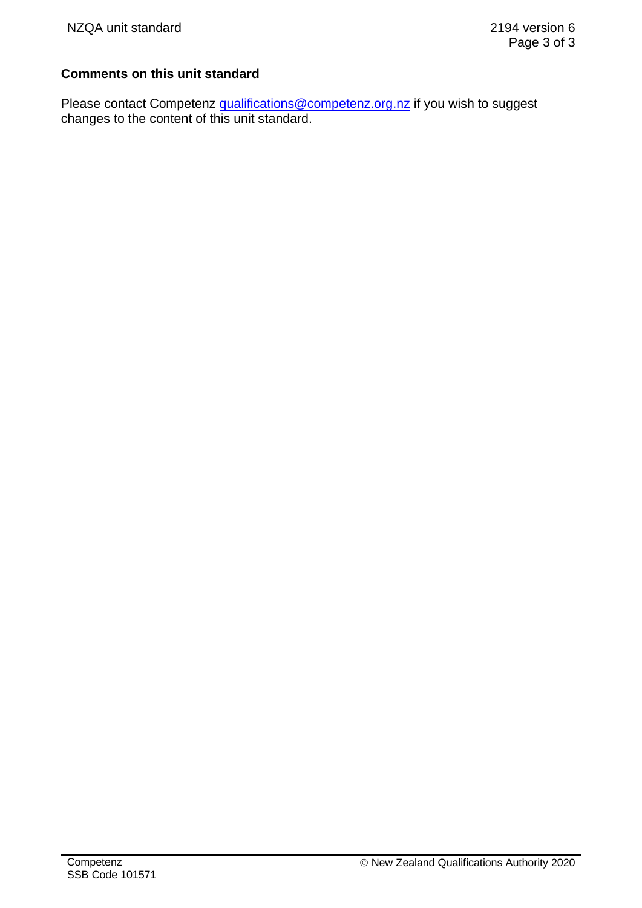## Comments on this unit standard

Please contact Competenz qualifications@competenz.org.nz if you wish to suggest changes to the content of this unit standard.